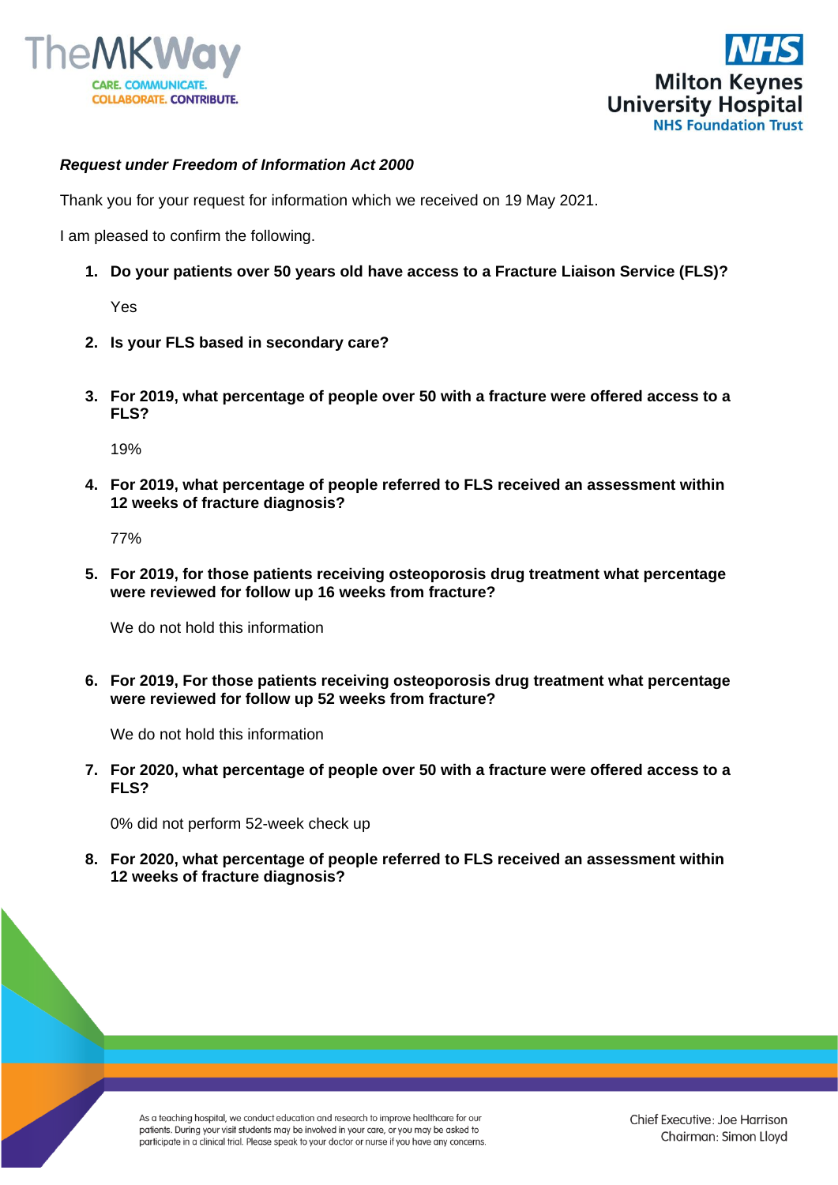*Request under Freedom of Information Act 2000*

Thank you for your request for information which we received on 19 May 2021.

I am pleased to confirm the following.

1. **Do your patients over 50 years old have access to a Fracture Liaison Service (FLS)?**

   Yes

2. **Is your FLS based in secondary care?**

3. **For 2019, what percentage of people over 50 with a fracture were offered access to a FLS?**

   19%

4. **For 2019, what percentage of people referred to FLS received an assessment within 12 weeks of fracture diagnosis?**

   77%

5. **For 2019, for those patients receiving osteoporosis drug treatment what percentage were reviewed for follow up 16 weeks from fracture?**

   We do not hold this information

6. **For 2019, For those patients receiving osteoporosis drug treatment what percentage were reviewed for follow up 52 weeks from fracture?**

   We do not hold this information

7. **For 2020, what percentage of people over 50 with a fracture were offered access to a FLS?**

   0% did not perform 52-week check up

8. **For 2020, what percentage of people referred to FLS received an assessment within 12 weeks of fracture diagnosis?**

As a teaching hospital, we conduct education and research to improve healthcare for our patients. During your visit students may be involved in your care, or you may be asked to participate in a clinical trial. Please speak to your doctor or nurse if you have any concerns.

Chief Executive: Joe Harrison
Chairman: Simon Lloyd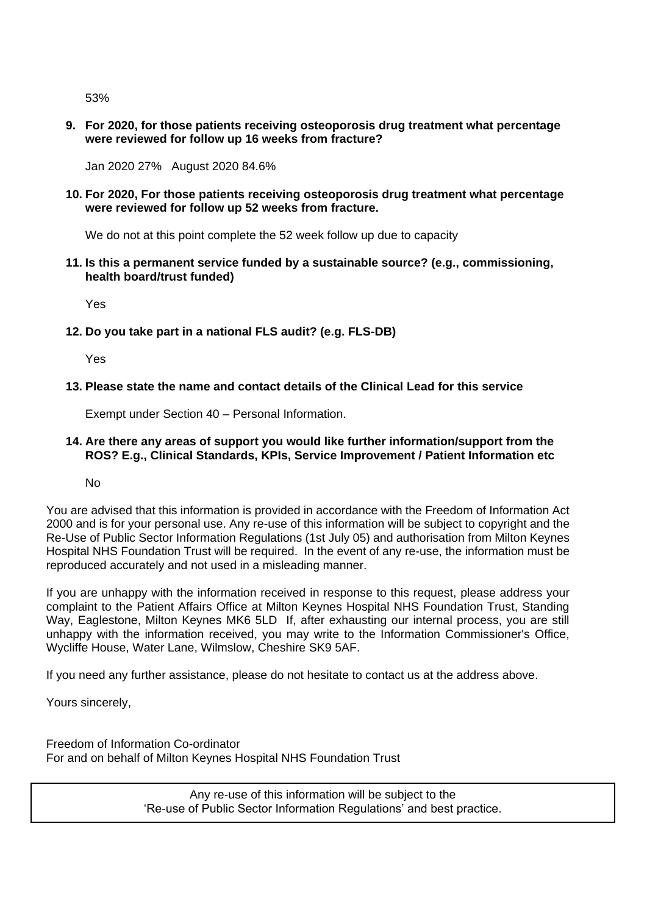53%

**9. For 2020, for those patients receiving osteoporosis drug treatment what percentage were reviewed for follow up 16 weeks from fracture?**

Jan 2020 27% August 2020 84.6%

**10. For 2020, For those patients receiving osteoporosis drug treatment what percentage were reviewed for follow up 52 weeks from fracture.**

We do not at this point complete the 52 week follow up due to capacity

**11. Is this a permanent service funded by a sustainable source? (e.g., commissioning, health board/trust funded)**

Yes

**12. Do you take part in a national FLS audit? (e.g. FLS-DB)**

Yes

**13. Please state the name and contact details of the Clinical Lead for this service**

Exempt under Section 40 – Personal Information.

**14. Are there any areas of support you would like further information/support from the ROS? E.g., Clinical Standards, KPIs, Service Improvement / Patient Information etc**

No

You are advised that this information is provided in accordance with the Freedom of Information Act 2000 and is for your personal use. Any re-use of this information will be subject to copyright and the Re-Use of Public Sector Information Regulations (1st July 05) and authorisation from Milton Keynes Hospital NHS Foundation Trust will be required. In the event of any re-use, the information must be reproduced accurately and not used in a misleading manner.

If you are unhappy with the information received in response to this request, please address your complaint to the Patient Affairs Office at Milton Keynes Hospital NHS Foundation Trust, Standing Way, Eaglestone, Milton Keynes MK6 5LD If, after exhausting our internal process, you are still unhappy with the information received, you may write to the Information Commissioner's Office, Wycliffe House, Water Lane, Wilmslow, Cheshire SK9 5AF.

If you need any further assistance, please do not hesitate to contact us at the address above.

Yours sincerely,

Freedom of Information Co-ordinator
For and on behalf of Milton Keynes Hospital NHS Foundation Trust

Any re-use of this information will be subject to the
'Re-use of Public Sector Information Regulations' and best practice.